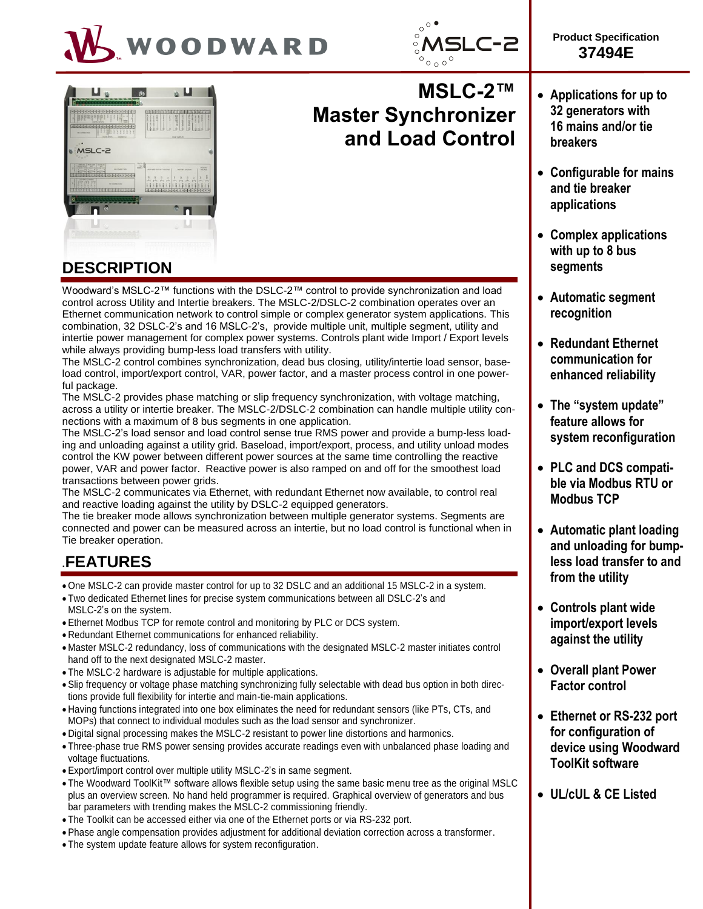WOODWARD

MSLC-2

Product Specification
**37494E**

# MSLC-2™ Master Synchronizer and Load Control

- **Applications for up to 32 generators with 16 mains and/or tie breakers**
- **Configurable for mains and tie breaker applications**
- **Complex applications with up to 8 bus segments**
- **Automatic segment recognition**
- **Redundant Ethernet communication for enhanced reliability**
- **The "system update" feature allows for system reconfiguration**
- **PLC and DCS compatible via Modbus RTU or Modbus TCP**
- **Automatic plant loading and unloading for bump-less load transfer to and from the utility**
- **Controls plant wide import/export levels against the utility**
- **Overall plant Power Factor control**
- **Ethernet or RS-232 port for configuration of device using Woodward ToolKit software**
- **UL/cUL & CE Listed**

## DESCRIPTION

Woodward's MSLC-2™ functions with the DSLC-2™ control to provide synchronization and load control across Utility and Intertie breakers. The MSLC-2/DSLC-2 combination operates over an Ethernet communication network to control simple or complex generator system applications. This combination, 32 DSLC-2's and 16 MSLC-2's, provide multiple unit, multiple segment, utility and intertie power management for complex power systems. Controls plant wide Import / Export levels while always providing bump-less load transfers with utility.

The MSLC-2 control combines synchronization, dead bus closing, utility/intertie load sensor, base-load control, import/export control, VAR, power factor, and a master process control in one powerful package.

The MSLC-2 provides phase matching or slip frequency synchronization, with voltage matching, across a utility or intertie breaker. The MSLC-2/DSLC-2 combination can handle multiple utility connections with a maximum of 8 bus segments in one application.

The MSLC-2's load sensor and load control sense true RMS power and provide a bump-less loading and unloading against a utility grid. Baseload, import/export, process, and utility unload modes control the KW power between different power sources at the same time controlling the reactive power, VAR and power factor. Reactive power is also ramped on and off for the smoothest load transactions between power grids.

The MSLC-2 communicates via Ethernet, with redundant Ethernet now available, to control real and reactive loading against the utility by DSLC-2 equipped generators.

The tie breaker mode allows synchronization between multiple generator systems. Segments are connected and power can be measured across an intertie, but no load control is functional when in Tie breaker operation.

## .FEATURES

- One MSLC-2 can provide master control for up to 32 DSLC and an additional 15 MSLC-2 in a system.
- Two dedicated Ethernet lines for precise system communications between all DSLC-2's and MSLC-2's on the system.
- Ethernet Modbus TCP for remote control and monitoring by PLC or DCS system.
- Redundant Ethernet communications for enhanced reliability.
- Master MSLC-2 redundancy, loss of communications with the designated MSLC-2 master initiates control hand off to the next designated MSLC-2 master.
- The MSLC-2 hardware is adjustable for multiple applications.
- Slip frequency or voltage phase matching synchronizing fully selectable with dead bus option in both directions provide full flexibility for intertie and main-tie-main applications.
- Having functions integrated into one box eliminates the need for redundant sensors (like PTs, CTs, and MOPs) that connect to individual modules such as the load sensor and synchronizer.
- Digital signal processing makes the MSLC-2 resistant to power line distortions and harmonics.
- Three-phase true RMS power sensing provides accurate readings even with unbalanced phase loading and voltage fluctuations.
- Export/import control over multiple utility MSLC-2's in same segment.
- The Woodward ToolKit™ software allows flexible setup using the same basic menu tree as the original MSLC plus an overview screen. No hand held programmer is required. Graphical overview of generators and bus bar parameters with trending makes the MSLC-2 commissioning friendly.
- The Toolkit can be accessed either via one of the Ethernet ports or via RS-232 port.
- Phase angle compensation provides adjustment for additional deviation correction across a transformer.
- The system update feature allows for system reconfiguration.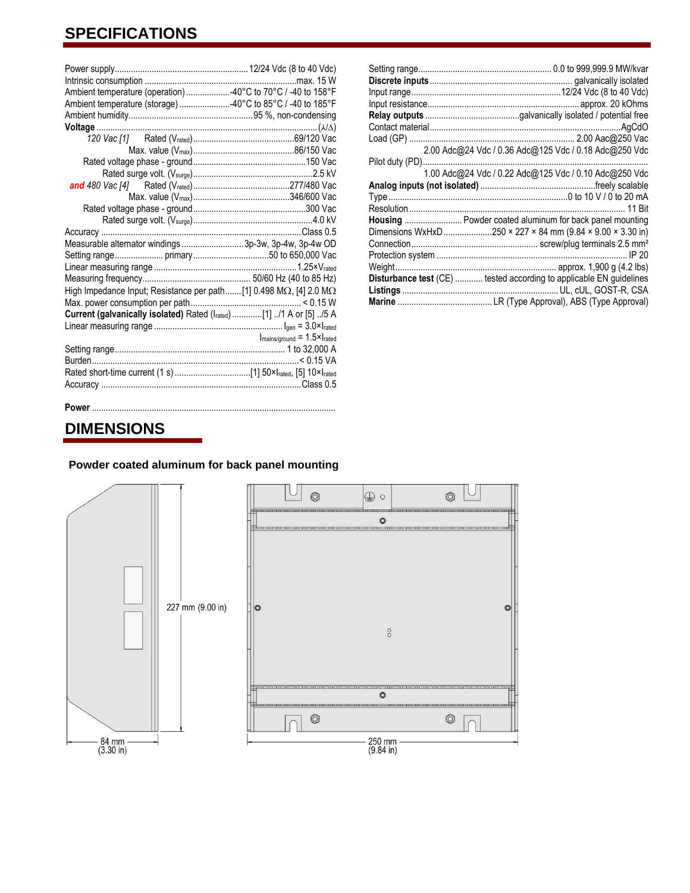## SPECIFICATIONS

Power supply .......................................................... 12/24 Vdc (8 to 40 Vdc)
Intrinsic consumption .......................................................... max. 15 W
Ambient temperature (operation) ................... -40°C to 70°C / -40 to 158°F
Ambient temperature (storage) ...................... -40°C to 85°C / -40 to 185°F
Ambient humidity .......................................................... 95 %, non-condensing
**Voltage** .......................................................... (λ/Δ)

*120 Vac [1]* Rated ($V_{rated}$) .......................................................... 69/120 Vac
Max. value ($V_{max}$) .......................................................... 86/150 Vac
Rated voltage phase - ground .......................................................... 150 Vac
Rated surge volt. ($V_{surge}$) .......................................................... 2.5 kV

***and** 480 Vac [4]* Rated ($V_{rated}$) .......................................................... 277/480 Vac
Max. value ($V_{max}$) .......................................................... 346/600 Vac
Rated voltage phase - ground .......................................................... 300 Vac
Rated surge volt. ($V_{surge}$) .......................................................... 4.0 kV

Accuracy .......................................................... Class 0.5
Measurable alternator windings ........................... 3p-3w, 3p-4w, 3p-4w OD
Setting range..................... primary ................................ 50 to 650,000 Vac
Linear measuring range .......................................................... $1.25 \times V_{rated}$
Measuring frequency .......................................................... 50/60 Hz (40 to 85 Hz)
High Impedance Input; Resistance per path ....... [1] 0.498 MΩ, [4] 2.0 MΩ
Max. power consumption per path .......................................................... < 0.15 W
**Current (galvanically isolated)** Rated ($I_{rated}$) ............. [1] ../1 A or [5] ../5 A
Linear measuring range .......................................................... $I_{gen} = 3.0 \times I_{rated}$
$I_{mains/ground} = 1.5 \times I_{rated}$
Setting range .......................................................... 1 to 32,000 A
Burden .......................................................... < 0.15 VA
Rated short-time current (1 s) ................................ [1] $50 \times I_{rated}$, [5] $10 \times I_{rated}$
Accuracy .......................................................... Class 0.5

**Power** ..........................................................

Setting range .......................................................... 0.0 to 999,999.9 MW/kvar
**Discrete inputs** .......................................................... galvanically isolated
Input range .......................................................... 12/24 Vdc (8 to 40 Vdc)
Input resistance .......................................................... approx. 20 kOhms
**Relay outputs** .......................................... galvanically isolated / potential free
Contact material .......................................................... AgCdO
Load (GP) .......................................................... 2.00 Aac@250 Vac
2.00 Adc@24 Vdc / 0.36 Adc@125 Vdc / 0.18 Adc@250 Vdc
Pilot duty (PD) ..........................................................
1.00 Adc@24 Vdc / 0.22 Adc@125 Vdc / 0.10 Adc@250 Vdc
**Analog inputs (not isolated)** .......................................................... freely scalable
Type .......................................................... 0 to 10 V / 0 to 20 mA
Resolution .......................................................... 11 Bit
**Housing** ......................... Powder coated aluminum for back panel mounting
Dimensions WxHxD ..................... 250 × 227 × 84 mm (9.84 × 9.00 × 3.30 in)
Connection .......................................................... screw/plug terminals 2.5 mm²
Protection system .......................................................... IP 20
Weight .......................................................... approx. 1,900 g (4.2 lbs)
**Disturbance test** (CE) ............ tested according to applicable EN guidelines
**Listings** .......................................................... UL, cUL, GOST-R, CSA
**Marine** ......................................... LR (Type Approval), ABS (Type Approval)

## DIMENSIONS

**Powder coated aluminum for back panel mounting**

227 mm (9.00 in)

84 mm (3.30 in)

250 mm (9.84 in)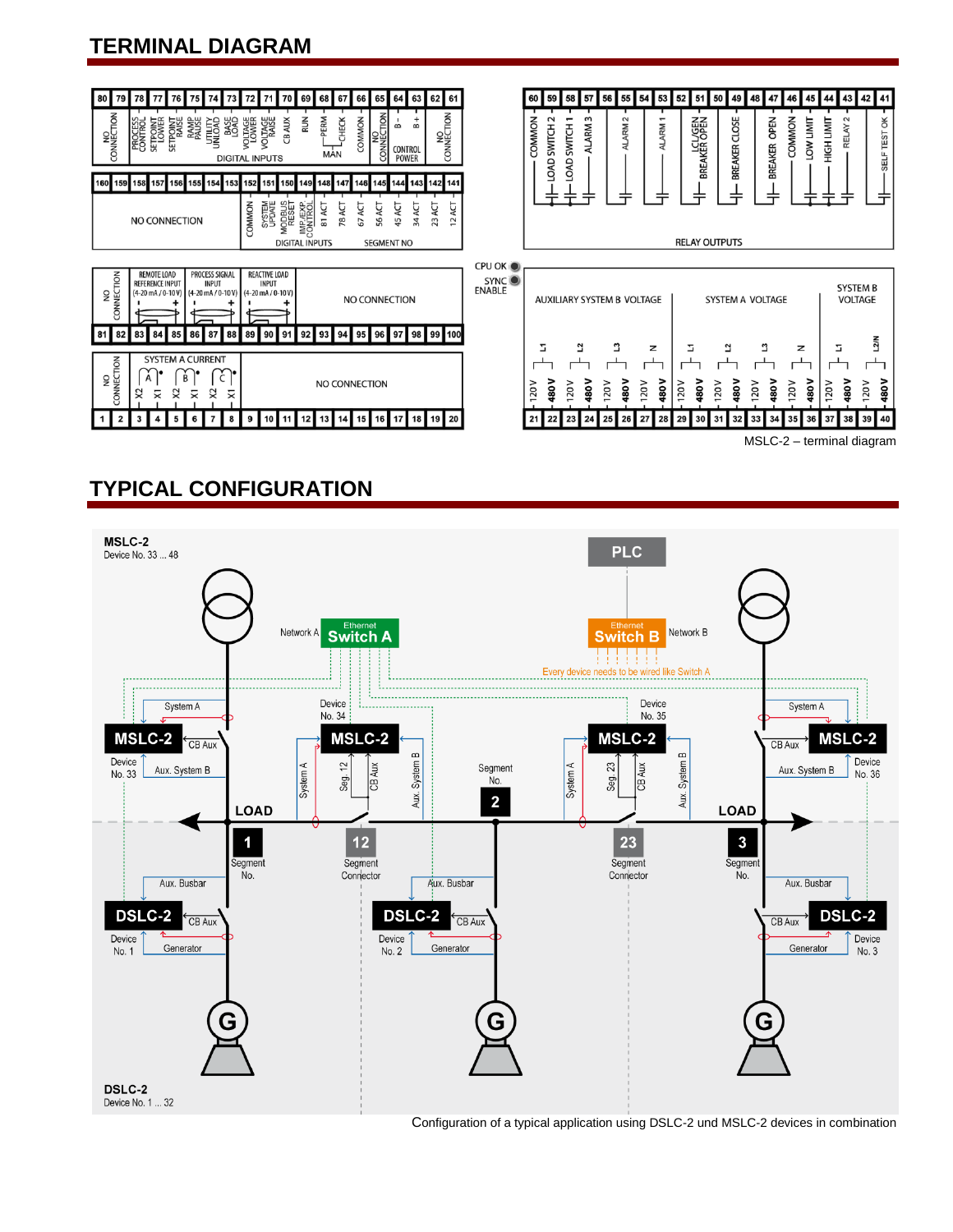## TERMINAL DIAGRAM

MSLC-2 – terminal diagram

## TYPICAL CONFIGURATION

Configuration of a typical application using DSLC-2 und MSLC-2 devices in combination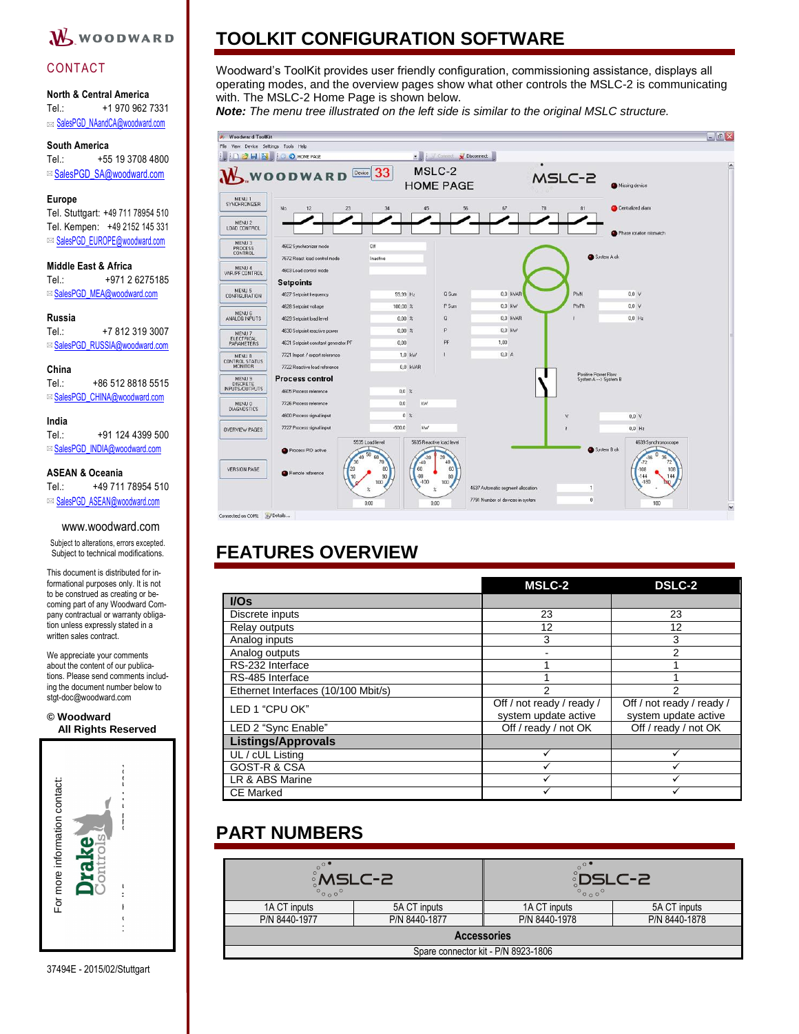WOODWARD

CONTACT

**North & Central America**
Tel.: +1 970 962 7331
SalesPGD_NAandCA@woodward.com

**South America**
Tel.: +55 19 3708 4800
SalesPGD_SA@woodward.com

**Europe**
Tel. Stuttgart: +49 711 78954 510
Tel. Kempen: +49 2152 145 331
SalesPGD_EUROPE@woodward.com

**Middle East & Africa**
Tel.: +971 2 6275185
SalesPGD_MEA@woodward.com

**Russia**
Tel.: +7 812 319 3007
SalesPGD_RUSSIA@woodward.com

**China**
Tel.: +86 512 8818 5515
SalesPGD_CHINA@woodward.com

**India**
Tel.: +91 124 4399 500
SalesPGD_INDIA@woodward.com

**ASEAN & Oceania**
Tel.: +49 711 78954 510
SalesPGD_ASEAN@woodward.com

www.woodward.com

Subject to alterations, errors excepted.
Subject to technical modifications.

This document is distributed for informational purposes only. It is not to be construed as creating or becoming part of any Woodward Company contractual or warranty obligation unless expressly stated in a written sales contract.

We appreciate your comments about the content of our publications. Please send comments including the document number below to stgt-doc@woodward.com

**© Woodward**
**All Rights Reserved**

For more information contact:

37494E - 2015/02/Stuttgart

# TOOLKIT CONFIGURATION SOFTWARE

Woodward's ToolKit provides user friendly configuration, commissioning assistance, displays all operating modes, and the overview pages show what other controls the MSLC-2 is communicating with. The MSLC-2 Home Page is shown below.
***Note:*** *The menu tree illustrated on the left side is similar to the original MSLC structure.*

# FEATURES OVERVIEW

| | MSLC-2 | DSLC-2 |
|---|---|---|
| **I/Os** | | |
| Discrete inputs | 23 | 23 |
| Relay outputs | 12 | 12 |
| Analog inputs | 3 | 3 |
| Analog outputs | - | 2 |
| RS-232 Interface | 1 | 1 |
| RS-485 Interface | 1 | 1 |
| Ethernet Interfaces (10/100 Mbit/s) | 2 | 2 |
| LED 1 "CPU OK" | Off / not ready / ready / system update active | Off / not ready / ready / system update active |
| LED 2 "Sync Enable" | Off / ready / not OK | Off / ready / not OK |
| **Listings/Approvals** | | |
| UL / cUL Listing | ✓ | ✓ |
| GOST-R & CSA | ✓ | ✓ |
| LR & ABS Marine | ✓ | ✓ |
| CE Marked | ✓ | ✓ |

# PART NUMBERS

| MSLC-2 | | DSLC-2 | |
|---|---|---|---|
| 1A CT inputs | 5A CT inputs | 1A CT inputs | 5A CT inputs |
| P/N 8440-1977 | P/N 8440-1877 | P/N 8440-1978 | P/N 8440-1878 |
| **Accessories** | | | |
| Spare connector kit - P/N 8923-1806 | | | |